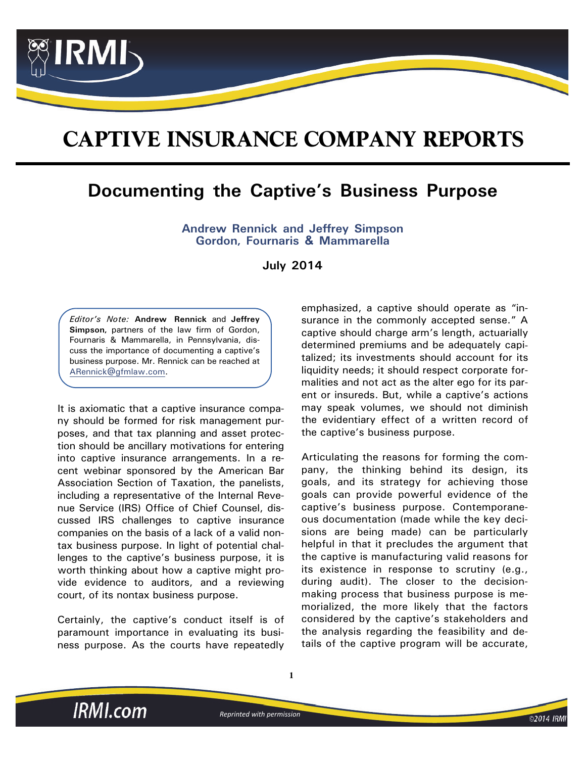# CAPTIVE INSURANCE COMPANY REPORTS

## Documenting the Captive's Business Purpose

**Andrew Rennick and Jeffrey Simpson**
**Gordon, Fournaris & Mammarella**

**July 2014**

*Editor's Note:* **Andrew Rennick** and **Jeffrey Simpson**, partners of the law firm of Gordon, Fournaris & Mammarella, in Pennsylvania, discuss the importance of documenting a captive's business purpose. Mr. Rennick can be reached at ARennick@gfmlaw.com.

It is axiomatic that a captive insurance company should be formed for risk management purposes, and that tax planning and asset protection should be ancillary motivations for entering into captive insurance arrangements. In a recent webinar sponsored by the American Bar Association Section of Taxation, the panelists, including a representative of the Internal Revenue Service (IRS) Office of Chief Counsel, discussed IRS challenges to captive insurance companies on the basis of a lack of a valid nontax business purpose. In light of potential challenges to the captive's business purpose, it is worth thinking about how a captive might provide evidence to auditors, and a reviewing court, of its nontax business purpose.

Certainly, the captive's conduct itself is of paramount importance in evaluating its business purpose. As the courts have repeatedly emphasized, a captive should operate as "insurance in the commonly accepted sense." A captive should charge arm's length, actuarially determined premiums and be adequately capitalized; its investments should account for its liquidity needs; it should respect corporate formalities and not act as the alter ego for its parent or insureds. But, while a captive's actions may speak volumes, we should not diminish the evidentiary effect of a written record of the captive's business purpose.

Articulating the reasons for forming the company, the thinking behind its design, its goals, and its strategy for achieving those goals can provide powerful evidence of the captive's business purpose. Contemporaneous documentation (made while the key decisions are being made) can be particularly helpful in that it precludes the argument that the captive is manufacturing valid reasons for its existence in response to scrutiny (e.g., during audit). The closer to the decision-making process that business purpose is memorialized, the more likely that the factors considered by the captive's stakeholders and the analysis regarding the feasibility and details of the captive program will be accurate,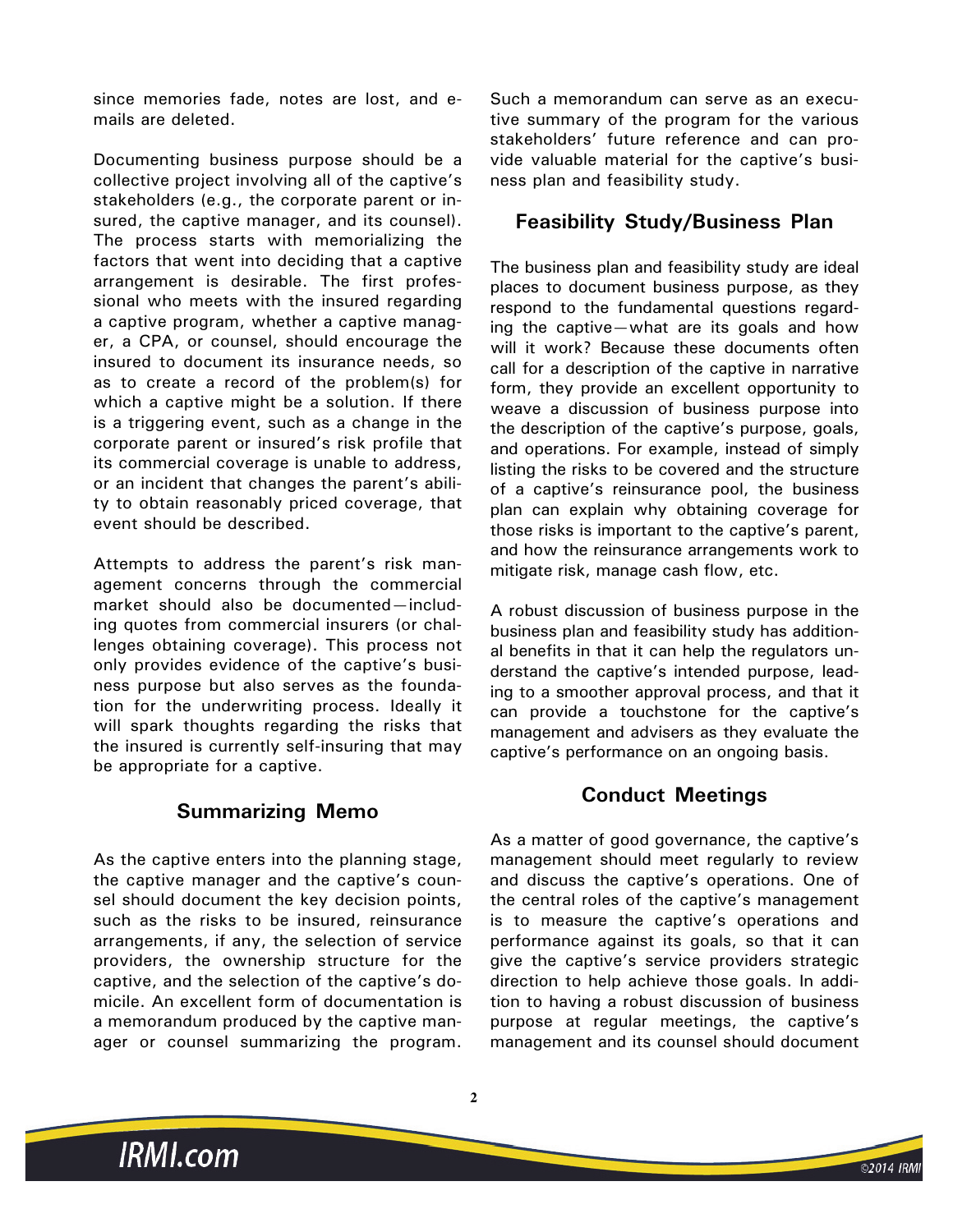since memories fade, notes are lost, and e-mails are deleted.

Documenting business purpose should be a collective project involving all of the captive's stakeholders (e.g., the corporate parent or insured, the captive manager, and its counsel). The process starts with memorializing the factors that went into deciding that a captive arrangement is desirable. The first professional who meets with the insured regarding a captive program, whether a captive manager, a CPA, or counsel, should encourage the insured to document its insurance needs, so as to create a record of the problem(s) for which a captive might be a solution. If there is a triggering event, such as a change in the corporate parent or insured's risk profile that its commercial coverage is unable to address, or an incident that changes the parent's ability to obtain reasonably priced coverage, that event should be described.

Attempts to address the parent's risk management concerns through the commercial market should also be documented—including quotes from commercial insurers (or challenges obtaining coverage). This process not only provides evidence of the captive's business purpose but also serves as the foundation for the underwriting process. Ideally it will spark thoughts regarding the risks that the insured is currently self-insuring that may be appropriate for a captive.

## Summarizing Memo

As the captive enters into the planning stage, the captive manager and the captive's counsel should document the key decision points, such as the risks to be insured, reinsurance arrangements, if any, the selection of service providers, the ownership structure for the captive, and the selection of the captive's domicile. An excellent form of documentation is a memorandum produced by the captive manager or counsel summarizing the program. Such a memorandum can serve as an executive summary of the program for the various stakeholders' future reference and can provide valuable material for the captive's business plan and feasibility study.

## Feasibility Study/Business Plan

The business plan and feasibility study are ideal places to document business purpose, as they respond to the fundamental questions regarding the captive—what are its goals and how will it work? Because these documents often call for a description of the captive in narrative form, they provide an excellent opportunity to weave a discussion of business purpose into the description of the captive's purpose, goals, and operations. For example, instead of simply listing the risks to be covered and the structure of a captive's reinsurance pool, the business plan can explain why obtaining coverage for those risks is important to the captive's parent, and how the reinsurance arrangements work to mitigate risk, manage cash flow, etc.

A robust discussion of business purpose in the business plan and feasibility study has additional benefits in that it can help the regulators understand the captive's intended purpose, leading to a smoother approval process, and that it can provide a touchstone for the captive's management and advisers as they evaluate the captive's performance on an ongoing basis.

## Conduct Meetings

As a matter of good governance, the captive's management should meet regularly to review and discuss the captive's operations. One of the central roles of the captive's management is to measure the captive's operations and performance against its goals, so that it can give the captive's service providers strategic direction to help achieve those goals. In addition to having a robust discussion of business purpose at regular meetings, the captive's management and its counsel should document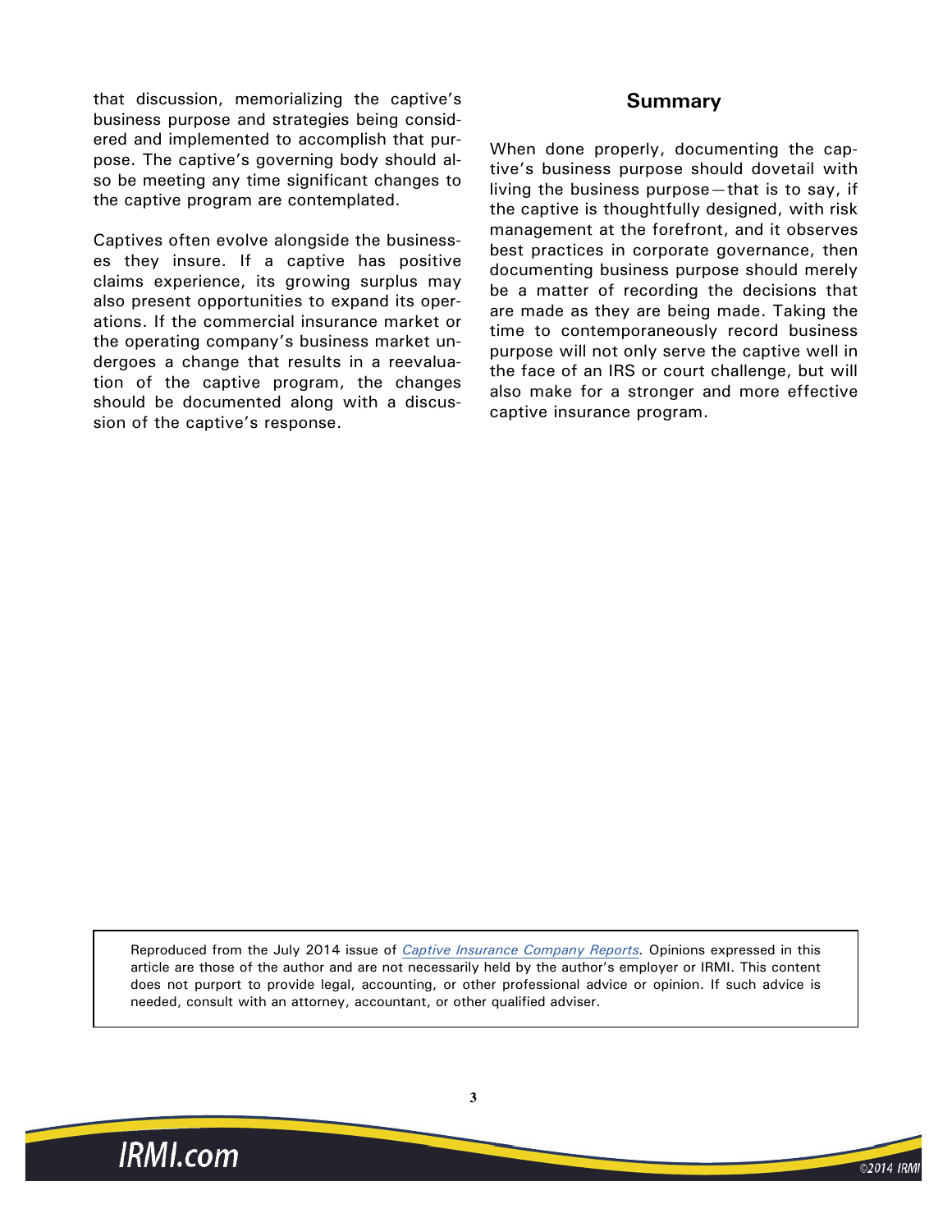that discussion, memorializing the captive's business purpose and strategies being considered and implemented to accomplish that purpose. The captive's governing body should also be meeting any time significant changes to the captive program are contemplated.

Captives often evolve alongside the businesses they insure. If a captive has positive claims experience, its growing surplus may also present opportunities to expand its operations. If the commercial insurance market or the operating company's business market undergoes a change that results in a reevaluation of the captive program, the changes should be documented along with a discussion of the captive's response.

## Summary

When done properly, documenting the captive's business purpose should dovetail with living the business purpose—that is to say, if the captive is thoughtfully designed, with risk management at the forefront, and it observes best practices in corporate governance, then documenting business purpose should merely be a matter of recording the decisions that are made as they are being made. Taking the time to contemporaneously record business purpose will not only serve the captive well in the face of an IRS or court challenge, but will also make for a stronger and more effective captive insurance program.

Reproduced from the July 2014 issue of *Captive Insurance Company Reports*. Opinions expressed in this article are those of the author and are not necessarily held by the author's employer or IRMI. This content does not purport to provide legal, accounting, or other professional advice or opinion. If such advice is needed, consult with an attorney, accountant, or other qualified adviser.